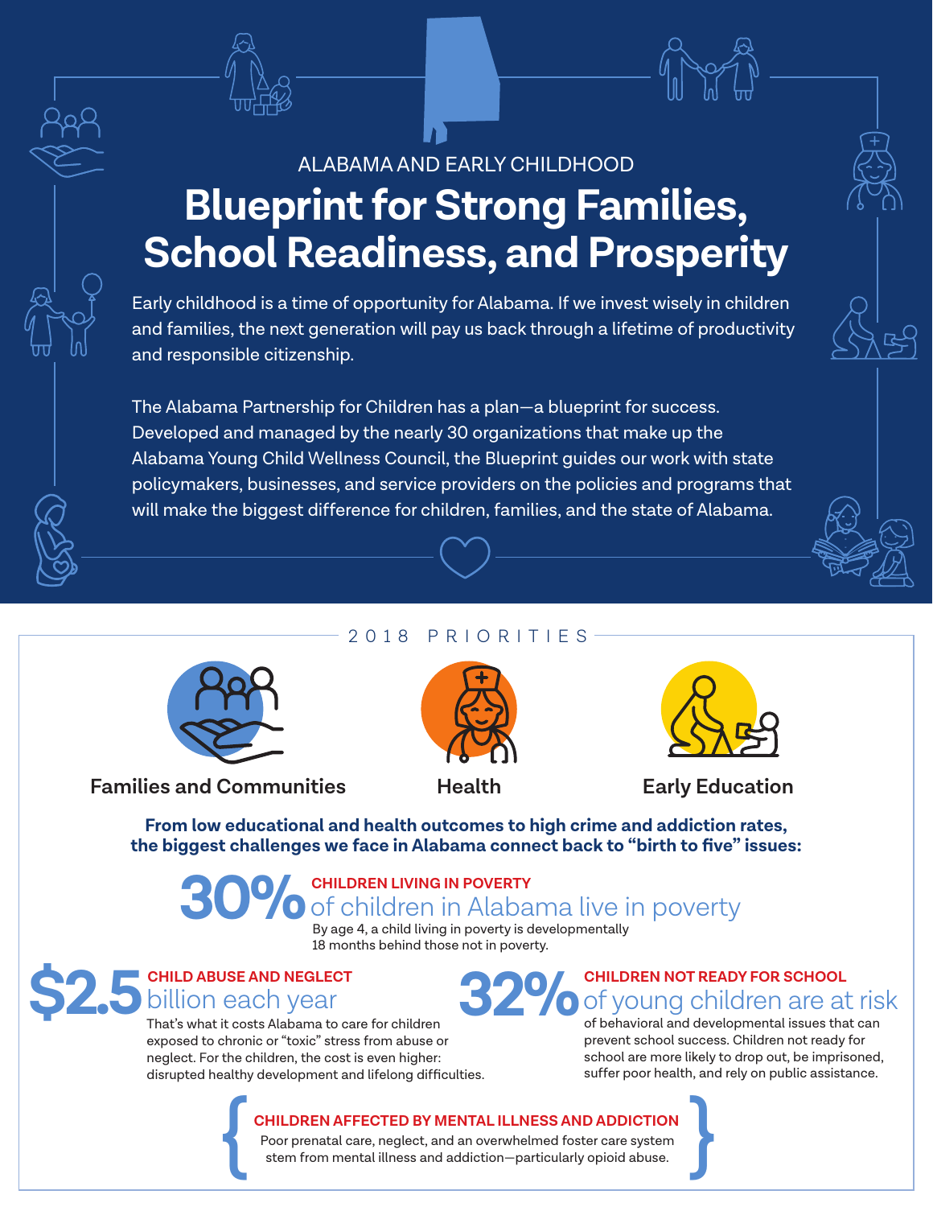ALABAMA AND EARLY CHILDHOOD

# Blueprint for Strong Families, School Readiness, and Prosperity

Early childhood is a time of opportunity for Alabama. If we invest wisely in children and families, the next generation will pay us back through a lifetime of productivity and responsible citizenship.

The Alabama Partnership for Children has a plan—a blueprint for success. Developed and managed by the nearly 30 organizations that make up the Alabama Young Child Wellness Council, the Blueprint guides our work with state policymakers, businesses, and service providers on the policies and programs that will make the biggest difference for children, families, and the state of Alabama.

## 2018 PRIORITIES

**Families and Communities**

**Health**

**Early Education**

**From low educational and health outcomes to high crime and addiction rates, the biggest challenges we face in Alabama connect back to "birth to five" issues:**

### CHILDREN LIVING IN POVERTY

**30%** of children in Alabama live in poverty

By age 4, a child living in poverty is developmentally 18 months behind those not in poverty.

### CHILD ABUSE AND NEGLECT

**$2.5** billion each year

That's what it costs Alabama to care for children exposed to chronic or "toxic" stress from abuse or neglect. For the children, the cost is even higher: disrupted healthy development and lifelong difficulties.

### CHILDREN NOT READY FOR SCHOOL

**32%** of young children are at risk

of behavioral and developmental issues that can prevent school success. Children not ready for school are more likely to drop out, be imprisoned, suffer poor health, and rely on public assistance.

### CHILDREN AFFECTED BY MENTAL ILLNESS AND ADDICTION

Poor prenatal care, neglect, and an overwhelmed foster care system stem from mental illness and addiction—particularly opioid abuse.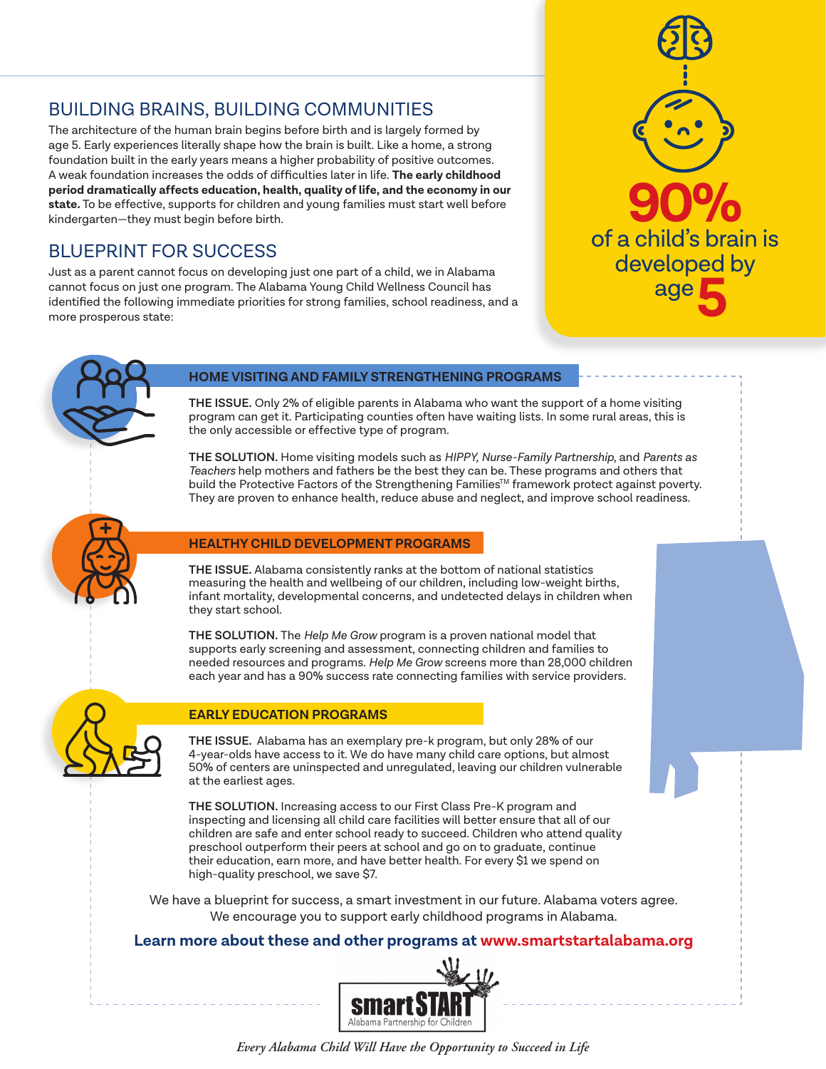## BUILDING BRAINS, BUILDING COMMUNITIES

The architecture of the human brain begins before birth and is largely formed by age 5. Early experiences literally shape how the brain is built. Like a home, a strong foundation built in the early years means a higher probability of positive outcomes. A weak foundation increases the odds of difficulties later in life. **The early childhood period dramatically affects education, health, quality of life, and the economy in our state.** To be effective, supports for children and young families must start well before kindergarten—they must begin before birth.

## BLUEPRINT FOR SUCCESS

Just as a parent cannot focus on developing just one part of a child, we in Alabama cannot focus on just one program. The Alabama Young Child Wellness Council has identified the following immediate priorities for strong families, school readiness, and a more prosperous state:

**90%** of a child's brain is developed by age **5**

### HOME VISITING AND FAMILY STRENGTHENING PROGRAMS

**THE ISSUE.** Only 2% of eligible parents in Alabama who want the support of a home visiting program can get it. Participating counties often have waiting lists. In some rural areas, this is the only accessible or effective type of program.

**THE SOLUTION.** Home visiting models such as *HIPPY, Nurse-Family Partnership,* and *Parents as Teachers* help mothers and fathers be the best they can be. These programs and others that build the Protective Factors of the Strengthening Families™ framework protect against poverty. They are proven to enhance health, reduce abuse and neglect, and improve school readiness.

### HEALTHY CHILD DEVELOPMENT PROGRAMS

**THE ISSUE.** Alabama consistently ranks at the bottom of national statistics measuring the health and wellbeing of our children, including low-weight births, infant mortality, developmental concerns, and undetected delays in children when they start school.

**THE SOLUTION.** The *Help Me Grow* program is a proven national model that supports early screening and assessment, connecting children and families to needed resources and programs. *Help Me Grow* screens more than 28,000 children each year and has a 90% success rate connecting families with service providers.

### EARLY EDUCATION PROGRAMS

**THE ISSUE.** Alabama has an exemplary pre-k program, but only 28% of our 4-year-olds have access to it. We do have many child care options, but almost 50% of centers are uninspected and unregulated, leaving our children vulnerable at the earliest ages.

**THE SOLUTION.** Increasing access to our First Class Pre-K program and inspecting and licensing all child care facilities will better ensure that all of our children are safe and enter school ready to succeed. Children who attend quality preschool outperform their peers at school and go on to graduate, continue their education, earn more, and have better health. For every $1 we spend on high-quality preschool, we save $7.

We have a blueprint for success, a smart investment in our future. Alabama voters agree. We encourage you to support early childhood programs in Alabama.

**Learn more about these and other programs at www.smartstartalabama.org**

smartSTART
Alabama Partnership for Children

*Every Alabama Child Will Have the Opportunity to Succeed in Life*